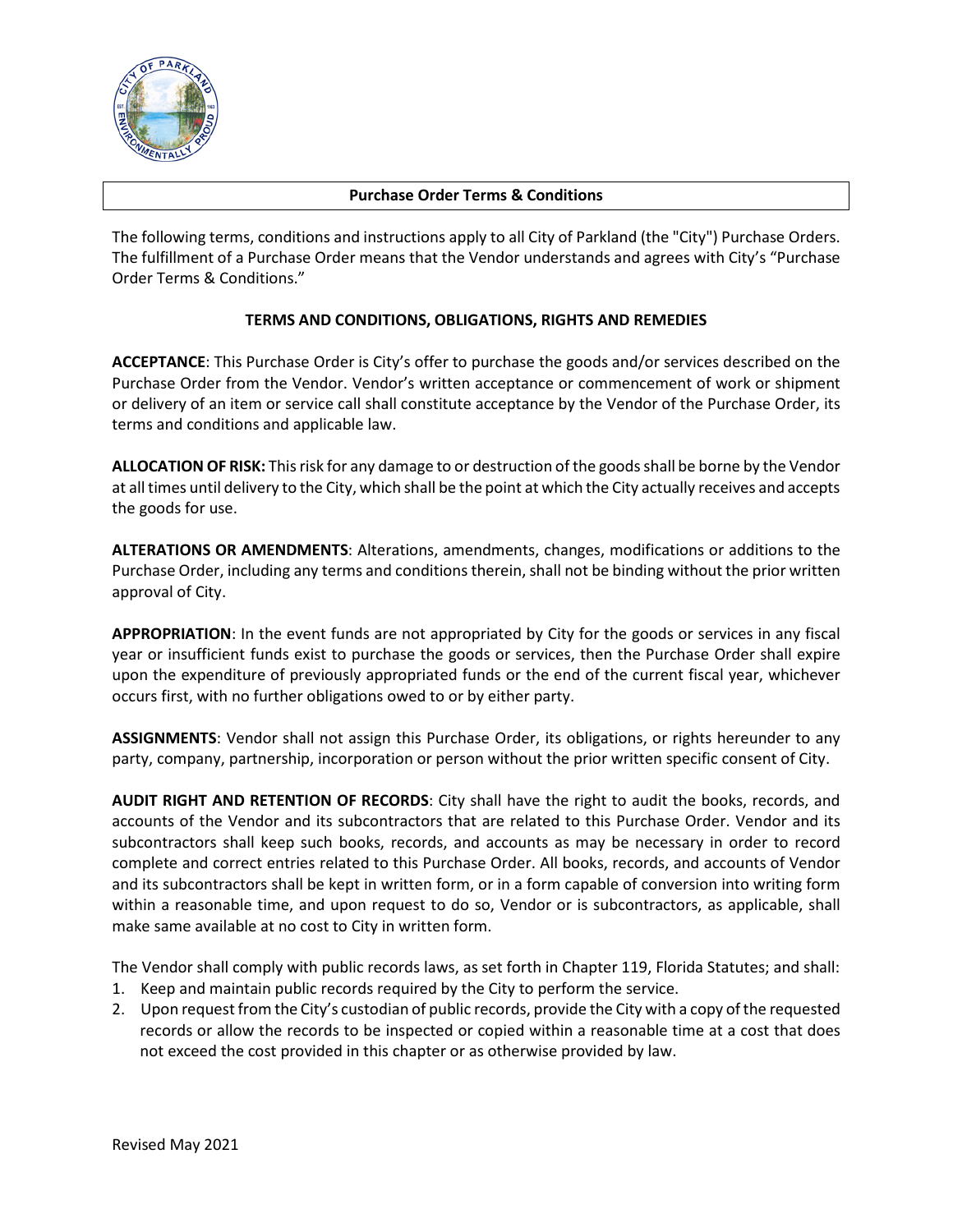## Purchase Order Terms & Conditions

The following terms, conditions and instructions apply to all City of Parkland (the "City") Purchase Orders. The fulfillment of a Purchase Order means that the Vendor understands and agrees with City's "Purchase Order Terms & Conditions."

### TERMS AND CONDITIONS, OBLIGATIONS, RIGHTS AND REMEDIES

**ACCEPTANCE**: This Purchase Order is City's offer to purchase the goods and/or services described on the Purchase Order from the Vendor. Vendor's written acceptance or commencement of work or shipment or delivery of an item or service call shall constitute acceptance by the Vendor of the Purchase Order, its terms and conditions and applicable law.

**ALLOCATION OF RISK:** This risk for any damage to or destruction of the goods shall be borne by the Vendor at all times until delivery to the City, which shall be the point at which the City actually receives and accepts the goods for use.

**ALTERATIONS OR AMENDMENTS**: Alterations, amendments, changes, modifications or additions to the Purchase Order, including any terms and conditions therein, shall not be binding without the prior written approval of City.

**APPROPRIATION**: In the event funds are not appropriated by City for the goods or services in any fiscal year or insufficient funds exist to purchase the goods or services, then the Purchase Order shall expire upon the expenditure of previously appropriated funds or the end of the current fiscal year, whichever occurs first, with no further obligations owed to or by either party.

**ASSIGNMENTS**: Vendor shall not assign this Purchase Order, its obligations, or rights hereunder to any party, company, partnership, incorporation or person without the prior written specific consent of City.

**AUDIT RIGHT AND RETENTION OF RECORDS**: City shall have the right to audit the books, records, and accounts of the Vendor and its subcontractors that are related to this Purchase Order. Vendor and its subcontractors shall keep such books, records, and accounts as may be necessary in order to record complete and correct entries related to this Purchase Order. All books, records, and accounts of Vendor and its subcontractors shall be kept in written form, or in a form capable of conversion into writing form within a reasonable time, and upon request to do so, Vendor or is subcontractors, as applicable, shall make same available at no cost to City in written form.

The Vendor shall comply with public records laws, as set forth in Chapter 119, Florida Statutes; and shall:

1. Keep and maintain public records required by the City to perform the service.
2. Upon request from the City's custodian of public records, provide the City with a copy of the requested records or allow the records to be inspected or copied within a reasonable time at a cost that does not exceed the cost provided in this chapter or as otherwise provided by law.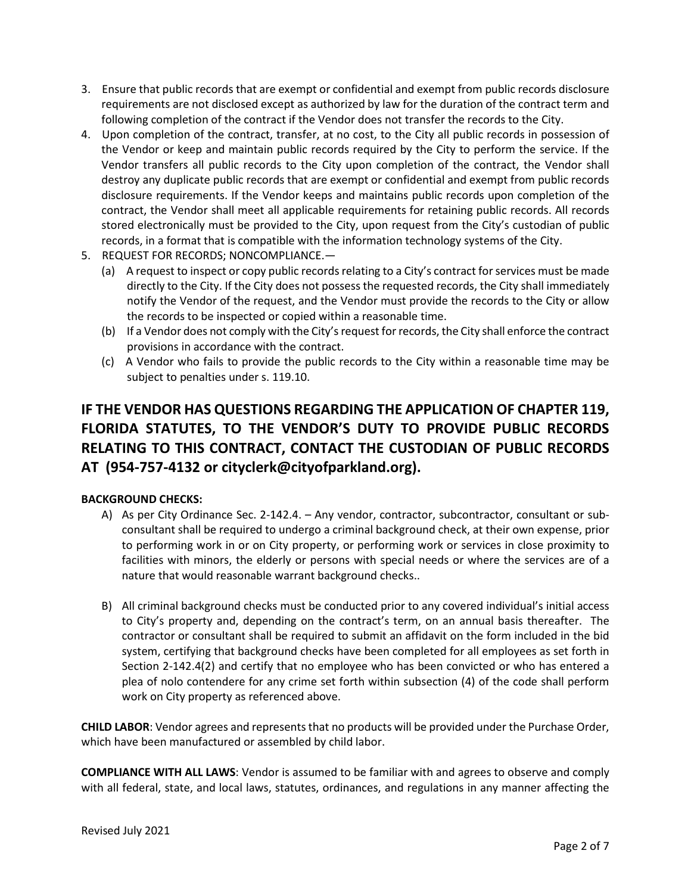3. Ensure that public records that are exempt or confidential and exempt from public records disclosure requirements are not disclosed except as authorized by law for the duration of the contract term and following completion of the contract if the Vendor does not transfer the records to the City.
4. Upon completion of the contract, transfer, at no cost, to the City all public records in possession of the Vendor or keep and maintain public records required by the City to perform the service. If the Vendor transfers all public records to the City upon completion of the contract, the Vendor shall destroy any duplicate public records that are exempt or confidential and exempt from public records disclosure requirements. If the Vendor keeps and maintains public records upon completion of the contract, the Vendor shall meet all applicable requirements for retaining public records. All records stored electronically must be provided to the City, upon request from the City's custodian of public records, in a format that is compatible with the information technology systems of the City.
5. REQUEST FOR RECORDS; NONCOMPLIANCE.—
   (a) A request to inspect or copy public records relating to a City's contract for services must be made directly to the City. If the City does not possess the requested records, the City shall immediately notify the Vendor of the request, and the Vendor must provide the records to the City or allow the records to be inspected or copied within a reasonable time.
   (b) If a Vendor does not comply with the City's request for records, the City shall enforce the contract provisions in accordance with the contract.
   (c) A Vendor who fails to provide the public records to the City within a reasonable time may be subject to penalties under s. 119.10.

## IF THE VENDOR HAS QUESTIONS REGARDING THE APPLICATION OF CHAPTER 119, FLORIDA STATUTES, TO THE VENDOR'S DUTY TO PROVIDE PUBLIC RECORDS RELATING TO THIS CONTRACT, CONTACT THE CUSTODIAN OF PUBLIC RECORDS AT (954-757-4132 or cityclerk@cityofparkland.org).

**BACKGROUND CHECKS:**

A) As per City Ordinance Sec. 2-142.4. – Any vendor, contractor, subcontractor, consultant or sub-consultant shall be required to undergo a criminal background check, at their own expense, prior to performing work in or on City property, or performing work or services in close proximity to facilities with minors, the elderly or persons with special needs or where the services are of a nature that would reasonable warrant background checks..

B) All criminal background checks must be conducted prior to any covered individual's initial access to City's property and, depending on the contract's term, on an annual basis thereafter. The contractor or consultant shall be required to submit an affidavit on the form included in the bid system, certifying that background checks have been completed for all employees as set forth in Section 2-142.4(2) and certify that no employee who has been convicted or who has entered a plea of nolo contendere for any crime set forth within subsection (4) of the code shall perform work on City property as referenced above.

**CHILD LABOR**: Vendor agrees and represents that no products will be provided under the Purchase Order, which have been manufactured or assembled by child labor.

**COMPLIANCE WITH ALL LAWS**: Vendor is assumed to be familiar with and agrees to observe and comply with all federal, state, and local laws, statutes, ordinances, and regulations in any manner affecting the

Revised July 2021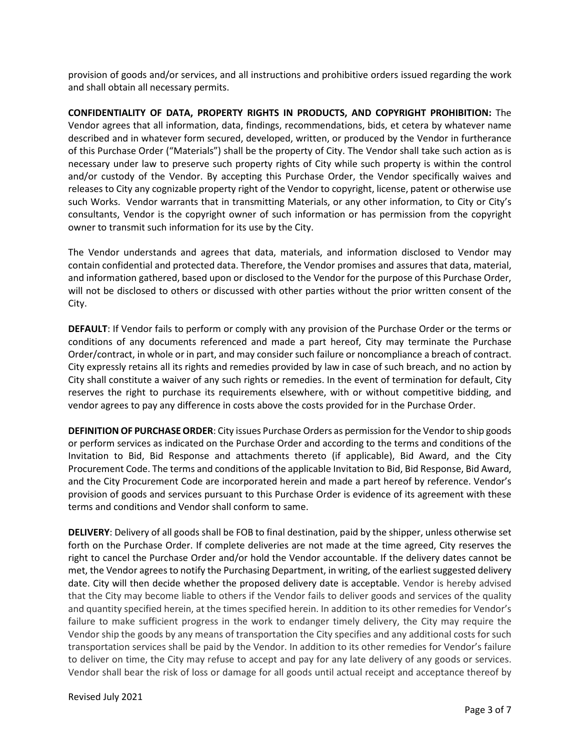provision of goods and/or services, and all instructions and prohibitive orders issued regarding the work and shall obtain all necessary permits.

**CONFIDENTIALITY OF DATA, PROPERTY RIGHTS IN PRODUCTS, AND COPYRIGHT PROHIBITION:** The Vendor agrees that all information, data, findings, recommendations, bids, et cetera by whatever name described and in whatever form secured, developed, written, or produced by the Vendor in furtherance of this Purchase Order ("Materials") shall be the property of City. The Vendor shall take such action as is necessary under law to preserve such property rights of City while such property is within the control and/or custody of the Vendor. By accepting this Purchase Order, the Vendor specifically waives and releases to City any cognizable property right of the Vendor to copyright, license, patent or otherwise use such Works. Vendor warrants that in transmitting Materials, or any other information, to City or City's consultants, Vendor is the copyright owner of such information or has permission from the copyright owner to transmit such information for its use by the City.

The Vendor understands and agrees that data, materials, and information disclosed to Vendor may contain confidential and protected data. Therefore, the Vendor promises and assures that data, material, and information gathered, based upon or disclosed to the Vendor for the purpose of this Purchase Order, will not be disclosed to others or discussed with other parties without the prior written consent of the City.

**DEFAULT**: If Vendor fails to perform or comply with any provision of the Purchase Order or the terms or conditions of any documents referenced and made a part hereof, City may terminate the Purchase Order/contract, in whole or in part, and may consider such failure or noncompliance a breach of contract. City expressly retains all its rights and remedies provided by law in case of such breach, and no action by City shall constitute a waiver of any such rights or remedies. In the event of termination for default, City reserves the right to purchase its requirements elsewhere, with or without competitive bidding, and vendor agrees to pay any difference in costs above the costs provided for in the Purchase Order.

**DEFINITION OF PURCHASE ORDER**: City issues Purchase Orders as permission for the Vendor to ship goods or perform services as indicated on the Purchase Order and according to the terms and conditions of the Invitation to Bid, Bid Response and attachments thereto (if applicable), Bid Award, and the City Procurement Code. The terms and conditions of the applicable Invitation to Bid, Bid Response, Bid Award, and the City Procurement Code are incorporated herein and made a part hereof by reference. Vendor's provision of goods and services pursuant to this Purchase Order is evidence of its agreement with these terms and conditions and Vendor shall conform to same.

**DELIVERY**: Delivery of all goods shall be FOB to final destination, paid by the shipper, unless otherwise set forth on the Purchase Order. If complete deliveries are not made at the time agreed, City reserves the right to cancel the Purchase Order and/or hold the Vendor accountable. If the delivery dates cannot be met, the Vendor agrees to notify the Purchasing Department, in writing, of the earliest suggested delivery date. City will then decide whether the proposed delivery date is acceptable. Vendor is hereby advised that the City may become liable to others if the Vendor fails to deliver goods and services of the quality and quantity specified herein, at the times specified herein. In addition to its other remedies for Vendor's failure to make sufficient progress in the work to endanger timely delivery, the City may require the Vendor ship the goods by any means of transportation the City specifies and any additional costs for such transportation services shall be paid by the Vendor. In addition to its other remedies for Vendor's failure to deliver on time, the City may refuse to accept and pay for any late delivery of any goods or services. Vendor shall bear the risk of loss or damage for all goods until actual receipt and acceptance thereof by

Revised July 2021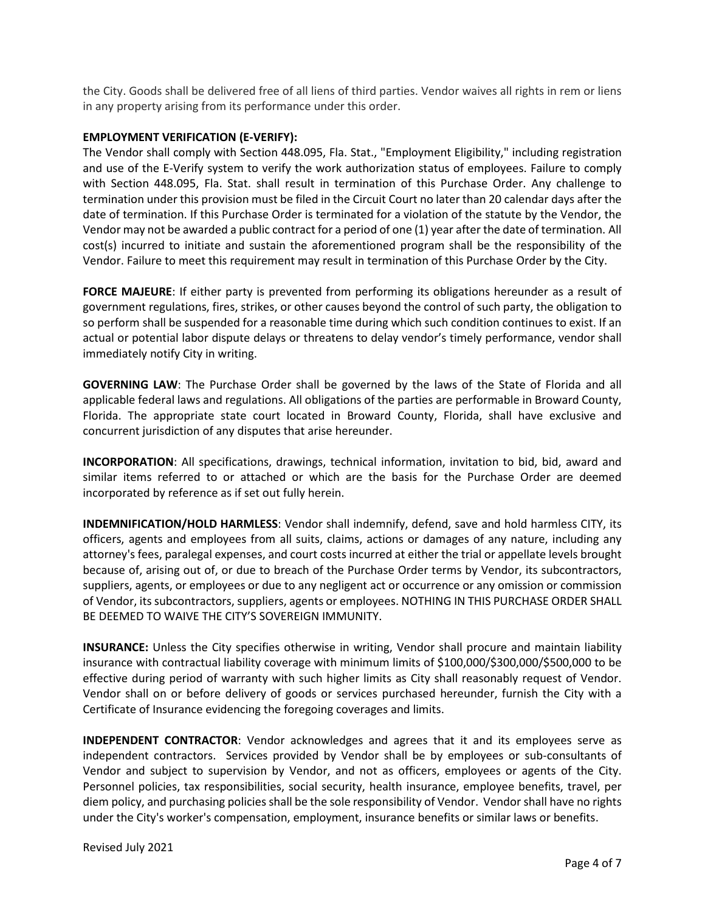the City. Goods shall be delivered free of all liens of third parties. Vendor waives all rights in rem or liens in any property arising from its performance under this order.

**EMPLOYMENT VERIFICATION (E-VERIFY):**
The Vendor shall comply with Section 448.095, Fla. Stat., "Employment Eligibility," including registration and use of the E-Verify system to verify the work authorization status of employees. Failure to comply with Section 448.095, Fla. Stat. shall result in termination of this Purchase Order. Any challenge to termination under this provision must be filed in the Circuit Court no later than 20 calendar days after the date of termination. If this Purchase Order is terminated for a violation of the statute by the Vendor, the Vendor may not be awarded a public contract for a period of one (1) year after the date of termination. All cost(s) incurred to initiate and sustain the aforementioned program shall be the responsibility of the Vendor. Failure to meet this requirement may result in termination of this Purchase Order by the City.

**FORCE MAJEURE**: If either party is prevented from performing its obligations hereunder as a result of government regulations, fires, strikes, or other causes beyond the control of such party, the obligation to so perform shall be suspended for a reasonable time during which such condition continues to exist. If an actual or potential labor dispute delays or threatens to delay vendor's timely performance, vendor shall immediately notify City in writing.

**GOVERNING LAW**: The Purchase Order shall be governed by the laws of the State of Florida and all applicable federal laws and regulations. All obligations of the parties are performable in Broward County, Florida. The appropriate state court located in Broward County, Florida, shall have exclusive and concurrent jurisdiction of any disputes that arise hereunder.

**INCORPORATION**: All specifications, drawings, technical information, invitation to bid, bid, award and similar items referred to or attached or which are the basis for the Purchase Order are deemed incorporated by reference as if set out fully herein.

**INDEMNIFICATION/HOLD HARMLESS**: Vendor shall indemnify, defend, save and hold harmless CITY, its officers, agents and employees from all suits, claims, actions or damages of any nature, including any attorney's fees, paralegal expenses, and court costs incurred at either the trial or appellate levels brought because of, arising out of, or due to breach of the Purchase Order terms by Vendor, its subcontractors, suppliers, agents, or employees or due to any negligent act or occurrence or any omission or commission of Vendor, its subcontractors, suppliers, agents or employees. NOTHING IN THIS PURCHASE ORDER SHALL BE DEEMED TO WAIVE THE CITY'S SOVEREIGN IMMUNITY.

**INSURANCE:** Unless the City specifies otherwise in writing, Vendor shall procure and maintain liability insurance with contractual liability coverage with minimum limits of $100,000/$300,000/$500,000 to be effective during period of warranty with such higher limits as City shall reasonably request of Vendor. Vendor shall on or before delivery of goods or services purchased hereunder, furnish the City with a Certificate of Insurance evidencing the foregoing coverages and limits.

**INDEPENDENT CONTRACTOR**: Vendor acknowledges and agrees that it and its employees serve as independent contractors. Services provided by Vendor shall be by employees or sub-consultants of Vendor and subject to supervision by Vendor, and not as officers, employees or agents of the City. Personnel policies, tax responsibilities, social security, health insurance, employee benefits, travel, per diem policy, and purchasing policies shall be the sole responsibility of Vendor. Vendor shall have no rights under the City's worker's compensation, employment, insurance benefits or similar laws or benefits.

Revised July 2021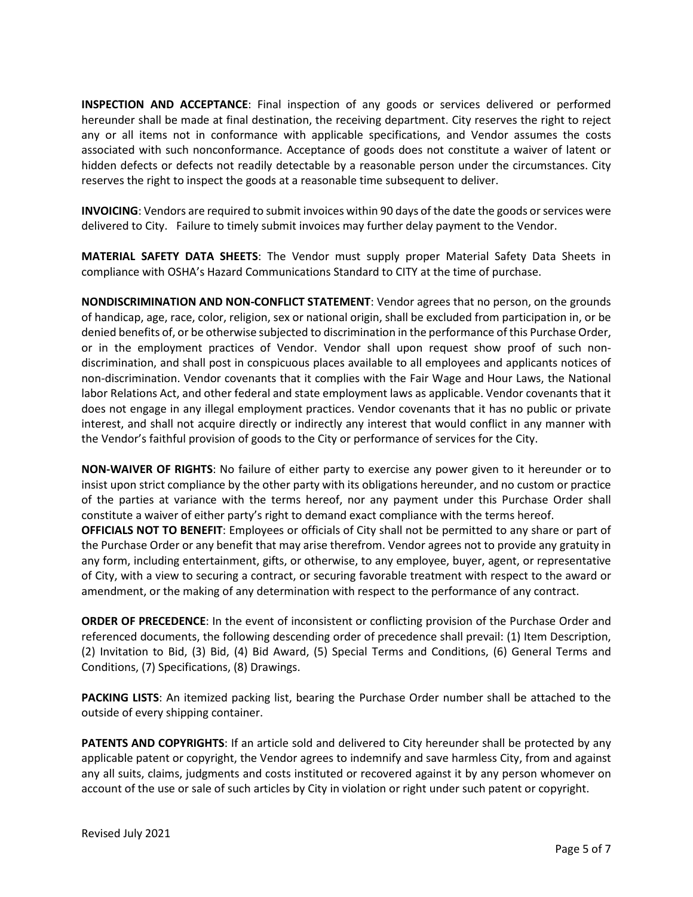**INSPECTION AND ACCEPTANCE**: Final inspection of any goods or services delivered or performed hereunder shall be made at final destination, the receiving department. City reserves the right to reject any or all items not in conformance with applicable specifications, and Vendor assumes the costs associated with such nonconformance. Acceptance of goods does not constitute a waiver of latent or hidden defects or defects not readily detectable by a reasonable person under the circumstances. City reserves the right to inspect the goods at a reasonable time subsequent to deliver.

**INVOICING**: Vendors are required to submit invoices within 90 days of the date the goods or services were delivered to City. Failure to timely submit invoices may further delay payment to the Vendor.

**MATERIAL SAFETY DATA SHEETS**: The Vendor must supply proper Material Safety Data Sheets in compliance with OSHA's Hazard Communications Standard to CITY at the time of purchase.

**NONDISCRIMINATION AND NON-CONFLICT STATEMENT**: Vendor agrees that no person, on the grounds of handicap, age, race, color, religion, sex or national origin, shall be excluded from participation in, or be denied benefits of, or be otherwise subjected to discrimination in the performance of this Purchase Order, or in the employment practices of Vendor. Vendor shall upon request show proof of such non-discrimination, and shall post in conspicuous places available to all employees and applicants notices of non-discrimination. Vendor covenants that it complies with the Fair Wage and Hour Laws, the National labor Relations Act, and other federal and state employment laws as applicable. Vendor covenants that it does not engage in any illegal employment practices. Vendor covenants that it has no public or private interest, and shall not acquire directly or indirectly any interest that would conflict in any manner with the Vendor's faithful provision of goods to the City or performance of services for the City.

**NON-WAIVER OF RIGHTS**: No failure of either party to exercise any power given to it hereunder or to insist upon strict compliance by the other party with its obligations hereunder, and no custom or practice of the parties at variance with the terms hereof, nor any payment under this Purchase Order shall constitute a waiver of either party's right to demand exact compliance with the terms hereof.

**OFFICIALS NOT TO BENEFIT**: Employees or officials of City shall not be permitted to any share or part of the Purchase Order or any benefit that may arise therefrom. Vendor agrees not to provide any gratuity in any form, including entertainment, gifts, or otherwise, to any employee, buyer, agent, or representative of City, with a view to securing a contract, or securing favorable treatment with respect to the award or amendment, or the making of any determination with respect to the performance of any contract.

**ORDER OF PRECEDENCE**: In the event of inconsistent or conflicting provision of the Purchase Order and referenced documents, the following descending order of precedence shall prevail: (1) Item Description, (2) Invitation to Bid, (3) Bid, (4) Bid Award, (5) Special Terms and Conditions, (6) General Terms and Conditions, (7) Specifications, (8) Drawings.

**PACKING LISTS**: An itemized packing list, bearing the Purchase Order number shall be attached to the outside of every shipping container.

**PATENTS AND COPYRIGHTS**: If an article sold and delivered to City hereunder shall be protected by any applicable patent or copyright, the Vendor agrees to indemnify and save harmless City, from and against any all suits, claims, judgments and costs instituted or recovered against it by any person whomever on account of the use or sale of such articles by City in violation or right under such patent or copyright.

Revised July 2021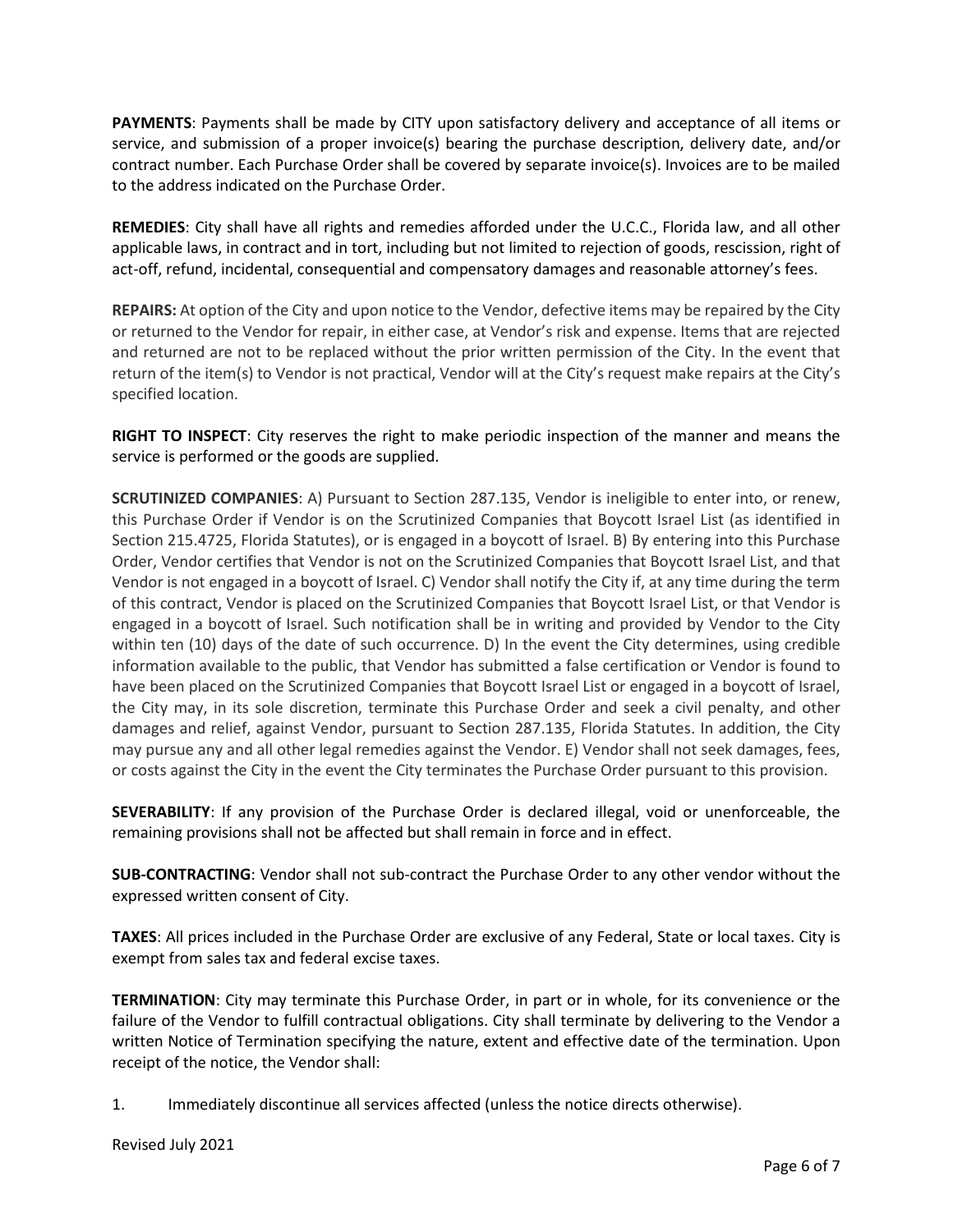**PAYMENTS**: Payments shall be made by CITY upon satisfactory delivery and acceptance of all items or service, and submission of a proper invoice(s) bearing the purchase description, delivery date, and/or contract number. Each Purchase Order shall be covered by separate invoice(s). Invoices are to be mailed to the address indicated on the Purchase Order.

**REMEDIES**: City shall have all rights and remedies afforded under the U.C.C., Florida law, and all other applicable laws, in contract and in tort, including but not limited to rejection of goods, rescission, right of act-off, refund, incidental, consequential and compensatory damages and reasonable attorney's fees.

**REPAIRS:** At option of the City and upon notice to the Vendor, defective items may be repaired by the City or returned to the Vendor for repair, in either case, at Vendor's risk and expense. Items that are rejected and returned are not to be replaced without the prior written permission of the City. In the event that return of the item(s) to Vendor is not practical, Vendor will at the City's request make repairs at the City's specified location.

**RIGHT TO INSPECT**: City reserves the right to make periodic inspection of the manner and means the service is performed or the goods are supplied.

**SCRUTINIZED COMPANIES**: A) Pursuant to Section 287.135, Vendor is ineligible to enter into, or renew, this Purchase Order if Vendor is on the Scrutinized Companies that Boycott Israel List (as identified in Section 215.4725, Florida Statutes), or is engaged in a boycott of Israel. B) By entering into this Purchase Order, Vendor certifies that Vendor is not on the Scrutinized Companies that Boycott Israel List, and that Vendor is not engaged in a boycott of Israel. C) Vendor shall notify the City if, at any time during the term of this contract, Vendor is placed on the Scrutinized Companies that Boycott Israel List, or that Vendor is engaged in a boycott of Israel. Such notification shall be in writing and provided by Vendor to the City within ten (10) days of the date of such occurrence. D) In the event the City determines, using credible information available to the public, that Vendor has submitted a false certification or Vendor is found to have been placed on the Scrutinized Companies that Boycott Israel List or engaged in a boycott of Israel, the City may, in its sole discretion, terminate this Purchase Order and seek a civil penalty, and other damages and relief, against Vendor, pursuant to Section 287.135, Florida Statutes. In addition, the City may pursue any and all other legal remedies against the Vendor. E) Vendor shall not seek damages, fees, or costs against the City in the event the City terminates the Purchase Order pursuant to this provision.

**SEVERABILITY**: If any provision of the Purchase Order is declared illegal, void or unenforceable, the remaining provisions shall not be affected but shall remain in force and in effect.

**SUB-CONTRACTING**: Vendor shall not sub-contract the Purchase Order to any other vendor without the expressed written consent of City.

**TAXES**: All prices included in the Purchase Order are exclusive of any Federal, State or local taxes. City is exempt from sales tax and federal excise taxes.

**TERMINATION**: City may terminate this Purchase Order, in part or in whole, for its convenience or the failure of the Vendor to fulfill contractual obligations. City shall terminate by delivering to the Vendor a written Notice of Termination specifying the nature, extent and effective date of the termination. Upon receipt of the notice, the Vendor shall:

1. Immediately discontinue all services affected (unless the notice directs otherwise).

Revised July 2021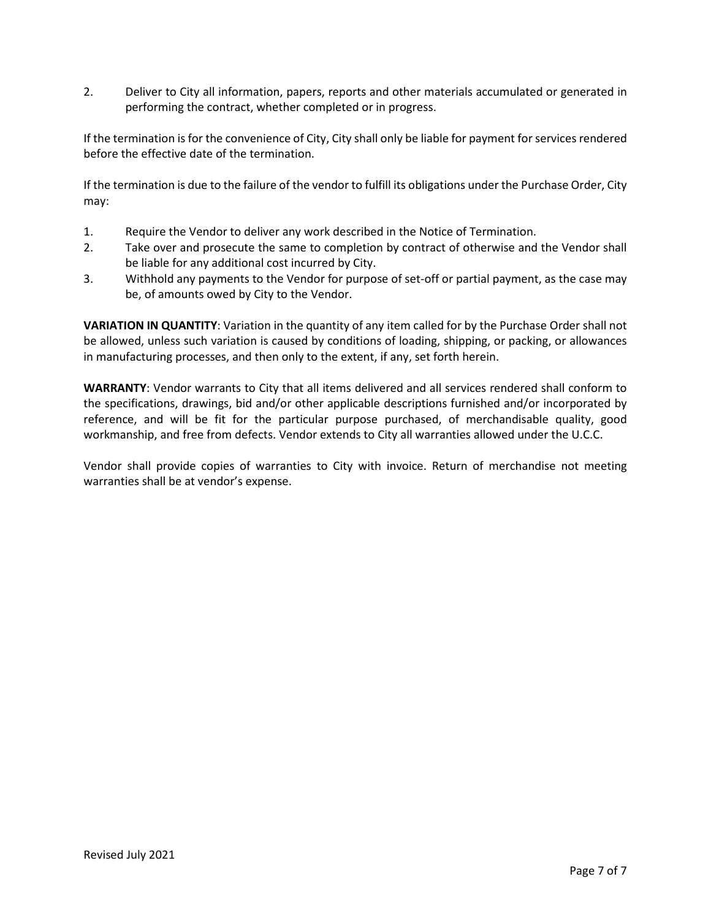2. Deliver to City all information, papers, reports and other materials accumulated or generated in performing the contract, whether completed or in progress.

If the termination is for the convenience of City, City shall only be liable for payment for services rendered before the effective date of the termination.

If the termination is due to the failure of the vendor to fulfill its obligations under the Purchase Order, City may:

1. Require the Vendor to deliver any work described in the Notice of Termination.
2. Take over and prosecute the same to completion by contract of otherwise and the Vendor shall be liable for any additional cost incurred by City.
3. Withhold any payments to the Vendor for purpose of set-off or partial payment, as the case may be, of amounts owed by City to the Vendor.

**VARIATION IN QUANTITY**: Variation in the quantity of any item called for by the Purchase Order shall not be allowed, unless such variation is caused by conditions of loading, shipping, or packing, or allowances in manufacturing processes, and then only to the extent, if any, set forth herein.

**WARRANTY**: Vendor warrants to City that all items delivered and all services rendered shall conform to the specifications, drawings, bid and/or other applicable descriptions furnished and/or incorporated by reference, and will be fit for the particular purpose purchased, of merchandisable quality, good workmanship, and free from defects. Vendor extends to City all warranties allowed under the U.C.C.

Vendor shall provide copies of warranties to City with invoice. Return of merchandise not meeting warranties shall be at vendor's expense.

Revised July 2021